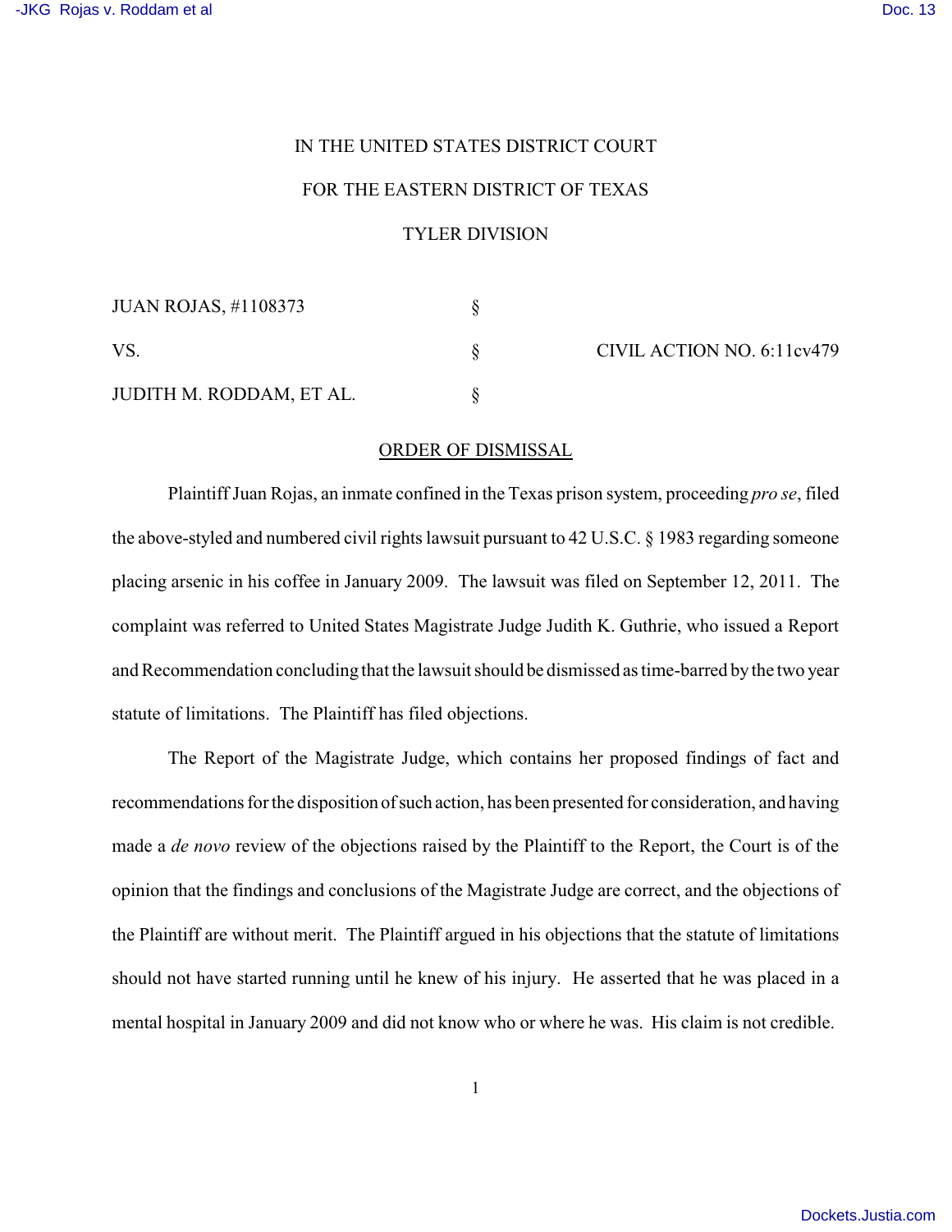IN THE UNITED STATES DISTRICT COURT

FOR THE EASTERN DISTRICT OF TEXAS

TYLER DIVISION

| | | |
|---|---|---|
| JUAN ROJAS, #1108373 | § | |
| VS. | § | CIVIL ACTION NO. 6:11cv479 |
| JUDITH M. RODDAM, ET AL. | § | |

ORDER OF DISMISSAL

Plaintiff Juan Rojas, an inmate confined in the Texas prison system, proceeding *pro se*, filed the above-styled and numbered civil rights lawsuit pursuant to 42 U.S.C. § 1983 regarding someone placing arsenic in his coffee in January 2009. The lawsuit was filed on September 12, 2011. The complaint was referred to United States Magistrate Judge Judith K. Guthrie, who issued a Report and Recommendation concluding that the lawsuit should be dismissed as time-barred by the two year statute of limitations. The Plaintiff has filed objections.

The Report of the Magistrate Judge, which contains her proposed findings of fact and recommendations for the disposition of such action, has been presented for consideration, and having made a *de novo* review of the objections raised by the Plaintiff to the Report, the Court is of the opinion that the findings and conclusions of the Magistrate Judge are correct, and the objections of the Plaintiff are without merit. The Plaintiff argued in his objections that the statute of limitations should not have started running until he knew of his injury. He asserted that he was placed in a mental hospital in January 2009 and did not know who or where he was. His claim is not credible.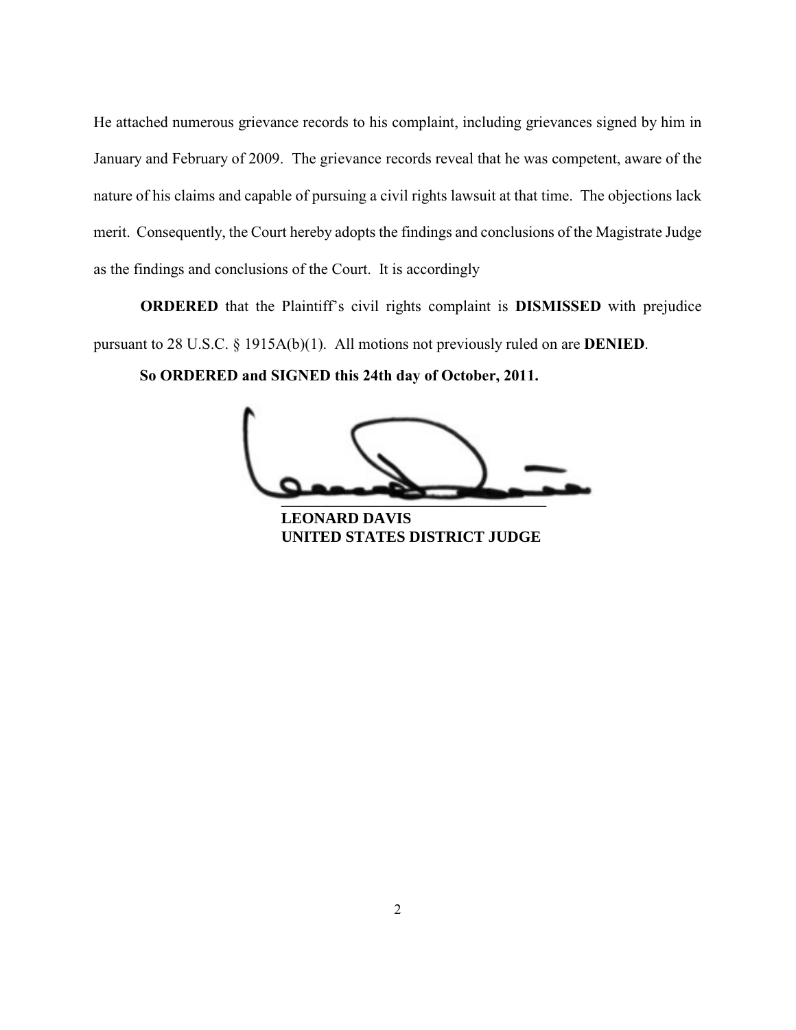He attached numerous grievance records to his complaint, including grievances signed by him in January and February of 2009. The grievance records reveal that he was competent, aware of the nature of his claims and capable of pursuing a civil rights lawsuit at that time. The objections lack merit. Consequently, the Court hereby adopts the findings and conclusions of the Magistrate Judge as the findings and conclusions of the Court. It is accordingly

**ORDERED** that the Plaintiff's civil rights complaint is **DISMISSED** with prejudice pursuant to 28 U.S.C. § 1915A(b)(1). All motions not previously ruled on are **DENIED**.

**So ORDERED and SIGNED this 24th day of October, 2011.**

**LEONARD DAVIS**
**UNITED STATES DISTRICT JUDGE**